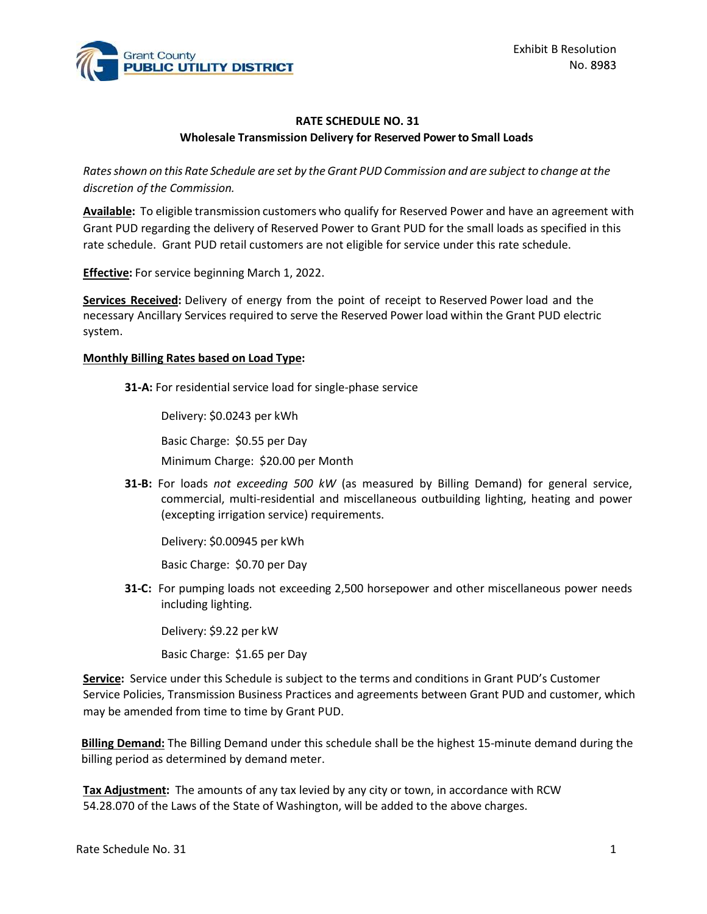Exhibit B Resolution No. 8983

# RATE SCHEDULE NO. 31

## Wholesale Transmission Delivery for Reserved Power to Small Loads

*Rates shown on this Rate Schedule are set by the Grant PUD Commission and are subject to change at the discretion of the Commission.*

**Available:** To eligible transmission customers who qualify for Reserved Power and have an agreement with Grant PUD regarding the delivery of Reserved Power to Grant PUD for the small loads as specified in this rate schedule. Grant PUD retail customers are not eligible for service under this rate schedule.

**Effective:** For service beginning March 1, 2022.

**Services Received:** Delivery of energy from the point of receipt to Reserved Power load and the necessary Ancillary Services required to serve the Reserved Power load within the Grant PUD electric system.

**Monthly Billing Rates based on Load Type:**

**31-A:** For residential service load for single-phase service

Delivery: $0.0243 per kWh

Basic Charge: $0.55 per Day

Minimum Charge: $20.00 per Month

**31-B:** For loads *not exceeding 500 kW* (as measured by Billing Demand) for general service, commercial, multi-residential and miscellaneous outbuilding lighting, heating and power (excepting irrigation service) requirements.

Delivery: $0.00945 per kWh

Basic Charge: $0.70 per Day

**31-C:** For pumping loads not exceeding 2,500 horsepower and other miscellaneous power needs including lighting.

Delivery: $9.22 per kW

Basic Charge: $1.65 per Day

**Service:** Service under this Schedule is subject to the terms and conditions in Grant PUD's Customer Service Policies, Transmission Business Practices and agreements between Grant PUD and customer, which may be amended from time to time by Grant PUD.

**Billing Demand:** The Billing Demand under this schedule shall be the highest 15-minute demand during the billing period as determined by demand meter.

**Tax Adjustment:** The amounts of any tax levied by any city or town, in accordance with RCW 54.28.070 of the Laws of the State of Washington, will be added to the above charges.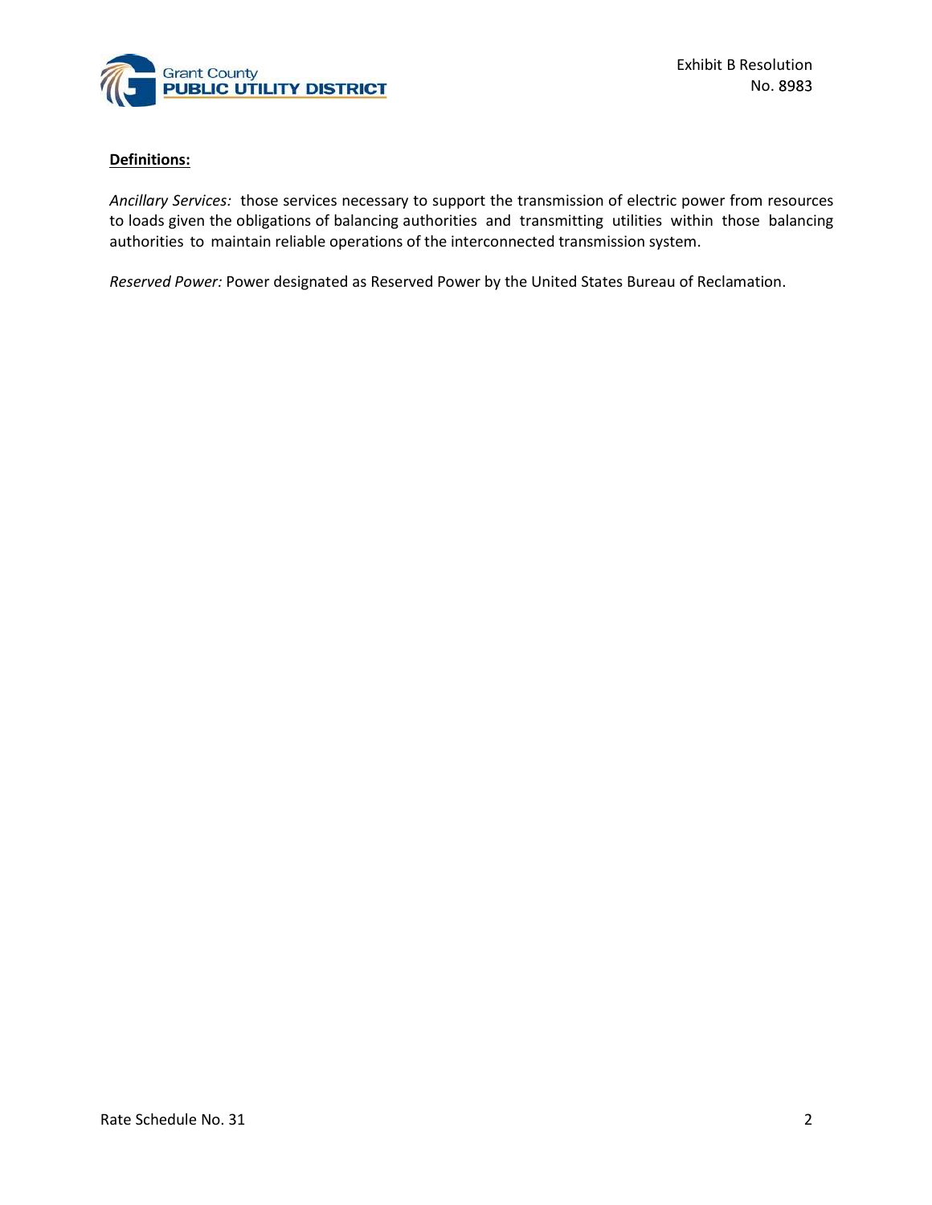**Definitions:**

*Ancillary Services:* those services necessary to support the transmission of electric power from resources to loads given the obligations of balancing authorities and transmitting utilities within those balancing authorities to maintain reliable operations of the interconnected transmission system.

*Reserved Power:* Power designated as Reserved Power by the United States Bureau of Reclamation.